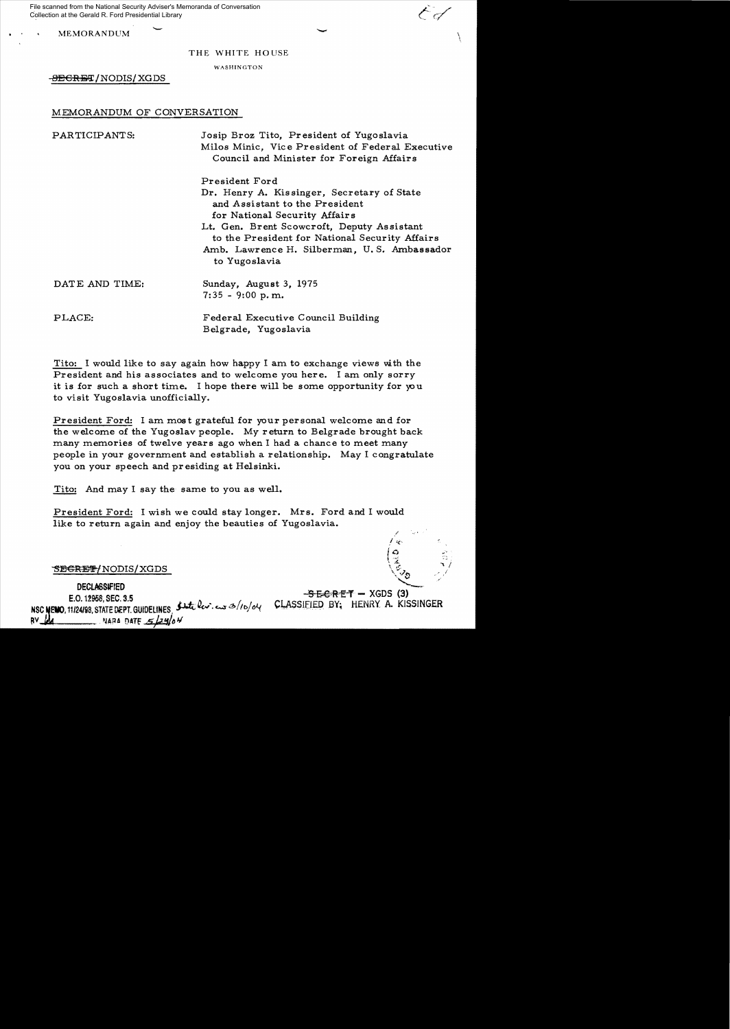MEMORANDUM

THE WHITE HOUSE

WASHINGTON

~~SECRET~~/NODIS/XGDS

MEMORANDUM OF CONVERSATION

PARTICIPANTS: Josip Broz Tito, President of Yugoslavia
Milos Minic, Vice President of Federal Executive Council and Minister for Foreign Affairs

President Ford
Dr. Henry A. Kissinger, Secretary of State and Assistant to the President for National Security Affairs
Lt. Gen. Brent Scowcroft, Deputy Assistant to the President for National Security Affairs
Amb. Lawrence H. Silberman, U.S. Ambassador to Yugoslavia

DATE AND TIME: Sunday, August 3, 1975
7:35 - 9:00 p.m.

PLACE: Federal Executive Council Building
Belgrade, Yugoslavia

Tito: I would like to say again how happy I am to exchange views with the President and his associates and to welcome you here. I am only sorry it is for such a short time. I hope there will be some opportunity for you to visit Yugoslavia unofficially.

President Ford: I am most grateful for your personal welcome and for the welcome of the Yugoslav people. My return to Belgrade brought back many memories of twelve years ago when I had a chance to meet many people in your government and establish a relationship. May I congratulate you on your speech and presiding at Helsinki.

Tito: And may I say the same to you as well.

President Ford: I wish we could stay longer. Mrs. Ford and I would like to return again and enjoy the beauties of Yugoslavia.

~~SECRET~~/NODIS/XGDS

DECLASSIFIED
E.O. 12958, SEC. 3.5
NSC MEMO, 11/24/98, STATE DEPT. GUIDELINES State Rev. 3/10/04
BY [illegible] NARA DATE 5/24/04

~~SECRET~~ – XGDS (3)
CLASSIFIED BY: HENRY A. KISSINGER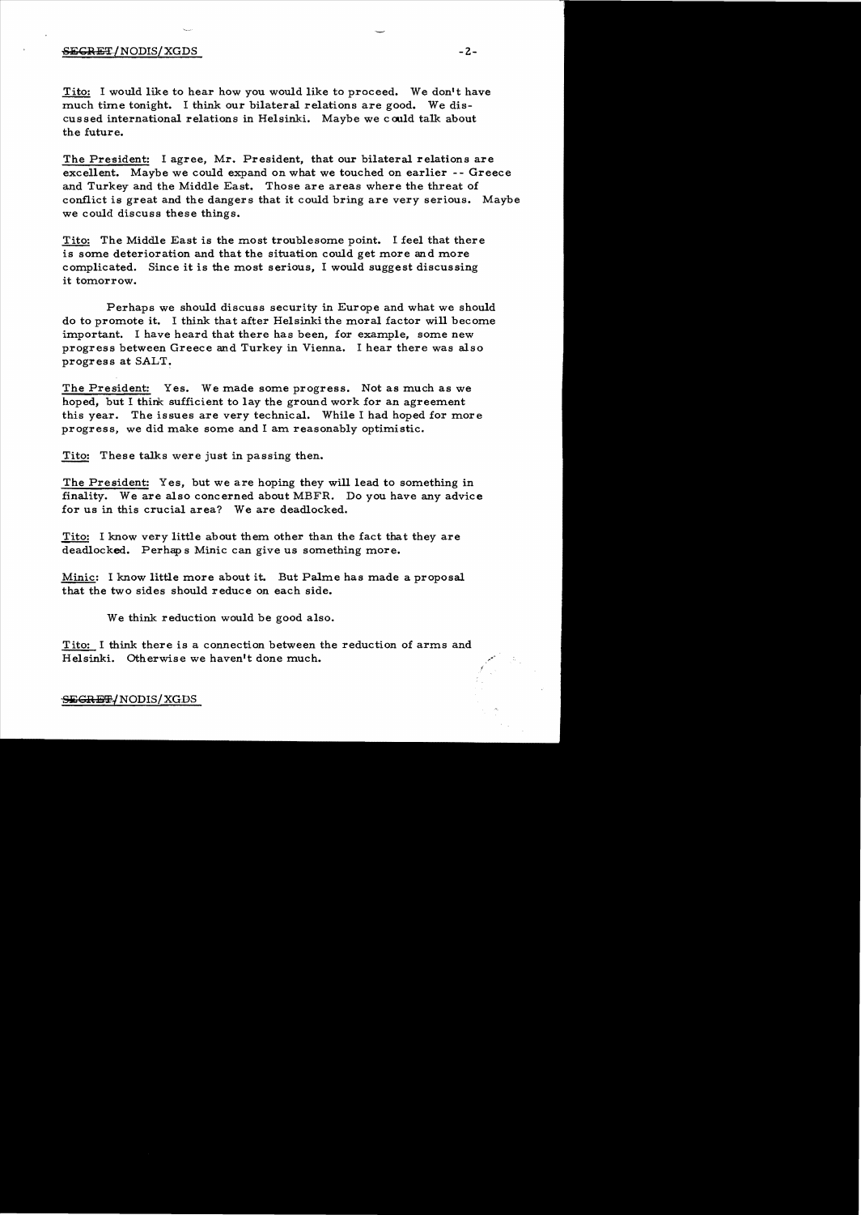Tito: I would like to hear how you would like to proceed. We don't have much time tonight. I think our bilateral relations are good. We discussed international relations in Helsinki. Maybe we could talk about the future.

The President: I agree, Mr. President, that our bilateral relations are excellent. Maybe we could expand on what we touched on earlier -- Greece and Turkey and the Middle East. Those are areas where the threat of conflict is great and the dangers that it could bring are very serious. Maybe we could discuss these things.

Tito: The Middle East is the most troublesome point. I feel that there is some deterioration and that the situation could get more and more complicated. Since it is the most serious, I would suggest discussing it tomorrow.

Perhaps we should discuss security in Europe and what we should do to promote it. I think that after Helsinki the moral factor will become important. I have heard that there has been, for example, some new progress between Greece and Turkey in Vienna. I hear there was also progress at SALT.

The President: Yes. We made some progress. Not as much as we hoped, but I think sufficient to lay the ground work for an agreement this year. The issues are very technical. While I had hoped for more progress, we did make some and I am reasonably optimistic.

Tito: These talks were just in passing then.

The President: Yes, but we are hoping they will lead to something in finality. We are also concerned about MBFR. Do you have any advice for us in this crucial area? We are deadlocked.

Tito: I know very little about them other than the fact that they are deadlocked. Perhaps Minic can give us something more.

Minic: I know little more about it. But Palme has made a proposal that the two sides should reduce on each side.

We think reduction would be good also.

Tito: I think there is a connection between the reduction of arms and Helsinki. Otherwise we haven't done much.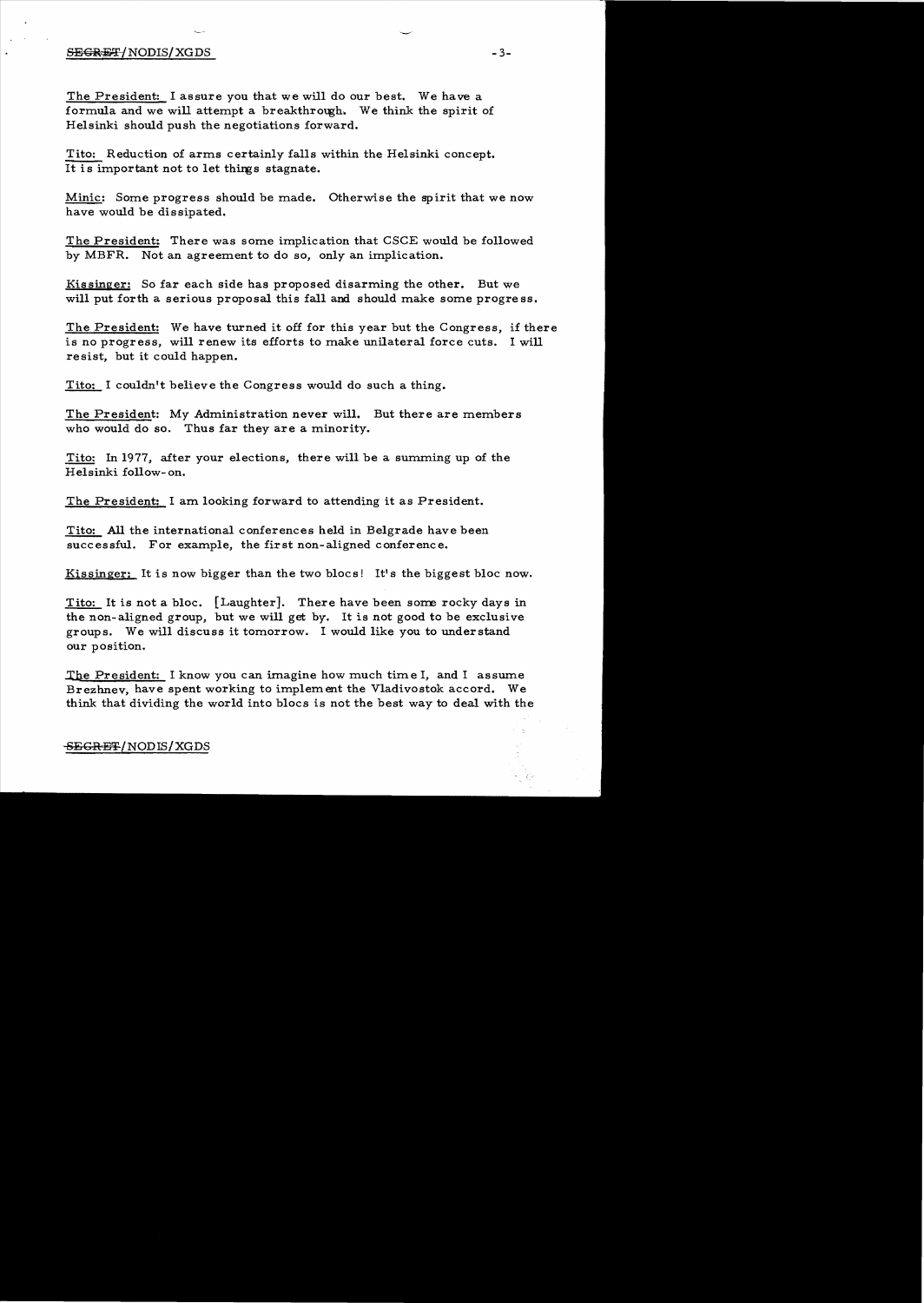The President: I assure you that we will do our best. We have a formula and we will attempt a breakthrough. We think the spirit of Helsinki should push the negotiations forward.

Tito: Reduction of arms certainly falls within the Helsinki concept. It is important not to let things stagnate.

Minic: Some progress should be made. Otherwise the spirit that we now have would be dissipated.

The President: There was some implication that CSCE would be followed by MBFR. Not an agreement to do so, only an implication.

Kissinger: So far each side has proposed disarming the other. But we will put forth a serious proposal this fall and should make some progress.

The President: We have turned it off for this year but the Congress, if there is no progress, will renew its efforts to make unilateral force cuts. I will resist, but it could happen.

Tito: I couldn't believe the Congress would do such a thing.

The President: My Administration never will. But there are members who would do so. Thus far they are a minority.

Tito: In 1977, after your elections, there will be a summing up of the Helsinki follow-on.

The President: I am looking forward to attending it as President.

Tito: All the international conferences held in Belgrade have been successful. For example, the first non-aligned conference.

Kissinger: It is now bigger than the two blocs! It's the biggest bloc now.

Tito: It is not a bloc. [Laughter]. There have been some rocky days in the non-aligned group, but we will get by. It is not good to be exclusive groups. We will discuss it tomorrow. I would like you to understand our position.

The President: I know you can imagine how much time I, and I assume Brezhnev, have spent working to implement the Vladivostok accord. We think that dividing the world into blocs is not the best way to deal with the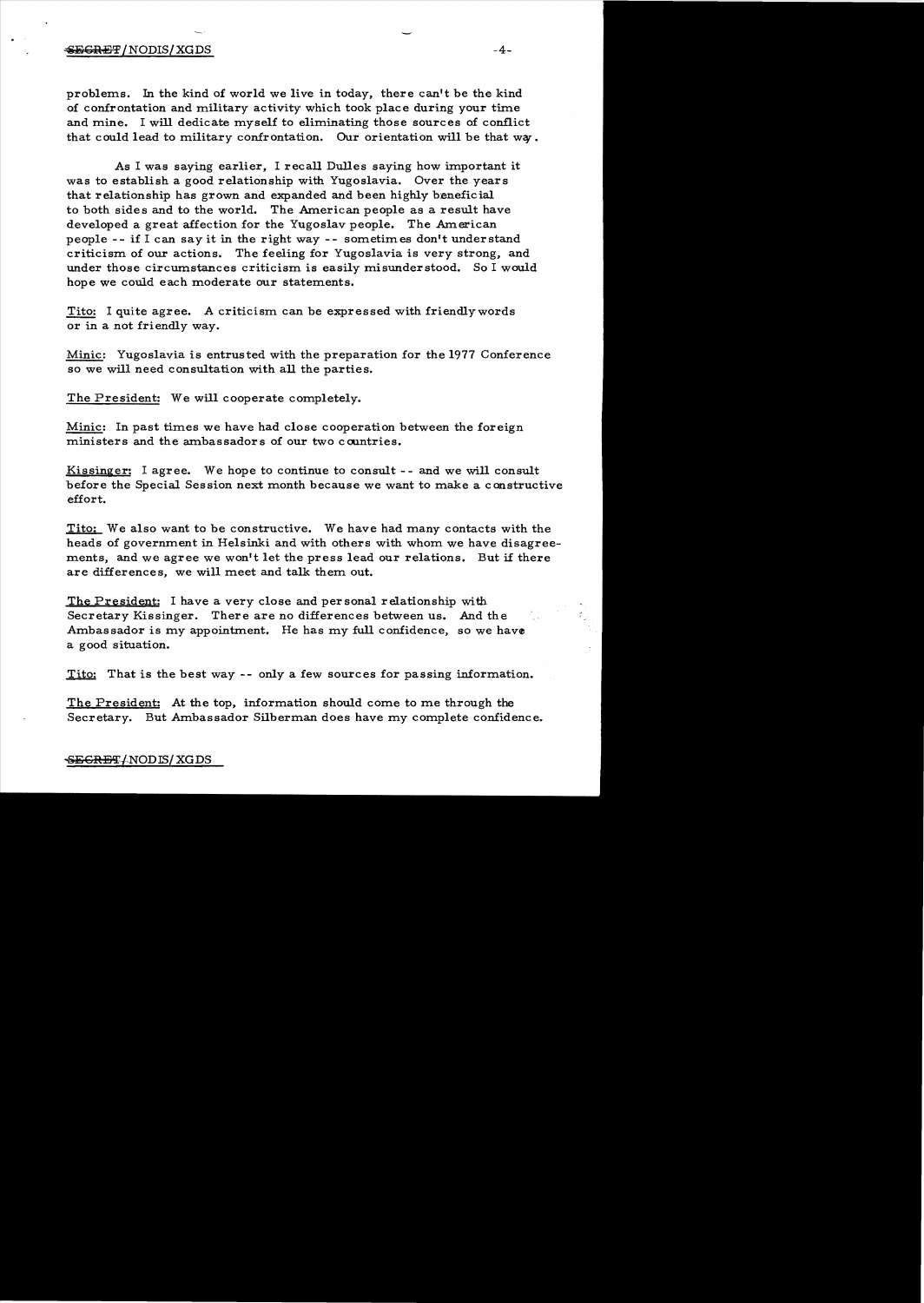problems. In the kind of world we live in today, there can't be the kind of confrontation and military activity which took place during your time and mine. I will dedicate myself to eliminating those sources of conflict that could lead to military confrontation. Our orientation will be that way.

As I was saying earlier, I recall Dulles saying how important it was to establish a good relationship with Yugoslavia. Over the years that relationship has grown and expanded and been highly beneficial to both sides and to the world. The American people as a result have developed a great affection for the Yugoslav people. The American people -- if I can say it in the right way -- sometimes don't understand criticism of our actions. The feeling for Yugoslavia is very strong, and under those circumstances criticism is easily misunderstood. So I would hope we could each moderate our statements.

Tito: I quite agree. A criticism can be expressed with friendly words or in a not friendly way.

Minic: Yugoslavia is entrusted with the preparation for the 1977 Conference so we will need consultation with all the parties.

The President: We will cooperate completely.

Minic: In past times we have had close cooperation between the foreign ministers and the ambassadors of our two countries.

Kissinger: I agree. We hope to continue to consult -- and we will consult before the Special Session next month because we want to make a constructive effort.

Tito: We also want to be constructive. We have had many contacts with the heads of government in Helsinki and with others with whom we have disagreements, and we agree we won't let the press lead our relations. But if there are differences, we will meet and talk them out.

The President: I have a very close and personal relationship with Secretary Kissinger. There are no differences between us. And the Ambassador is my appointment. He has my full confidence, so we have a good situation.

Tito: That is the best way -- only a few sources for passing information.

The President: At the top, information should come to me through the Secretary. But Ambassador Silberman does have my complete confidence.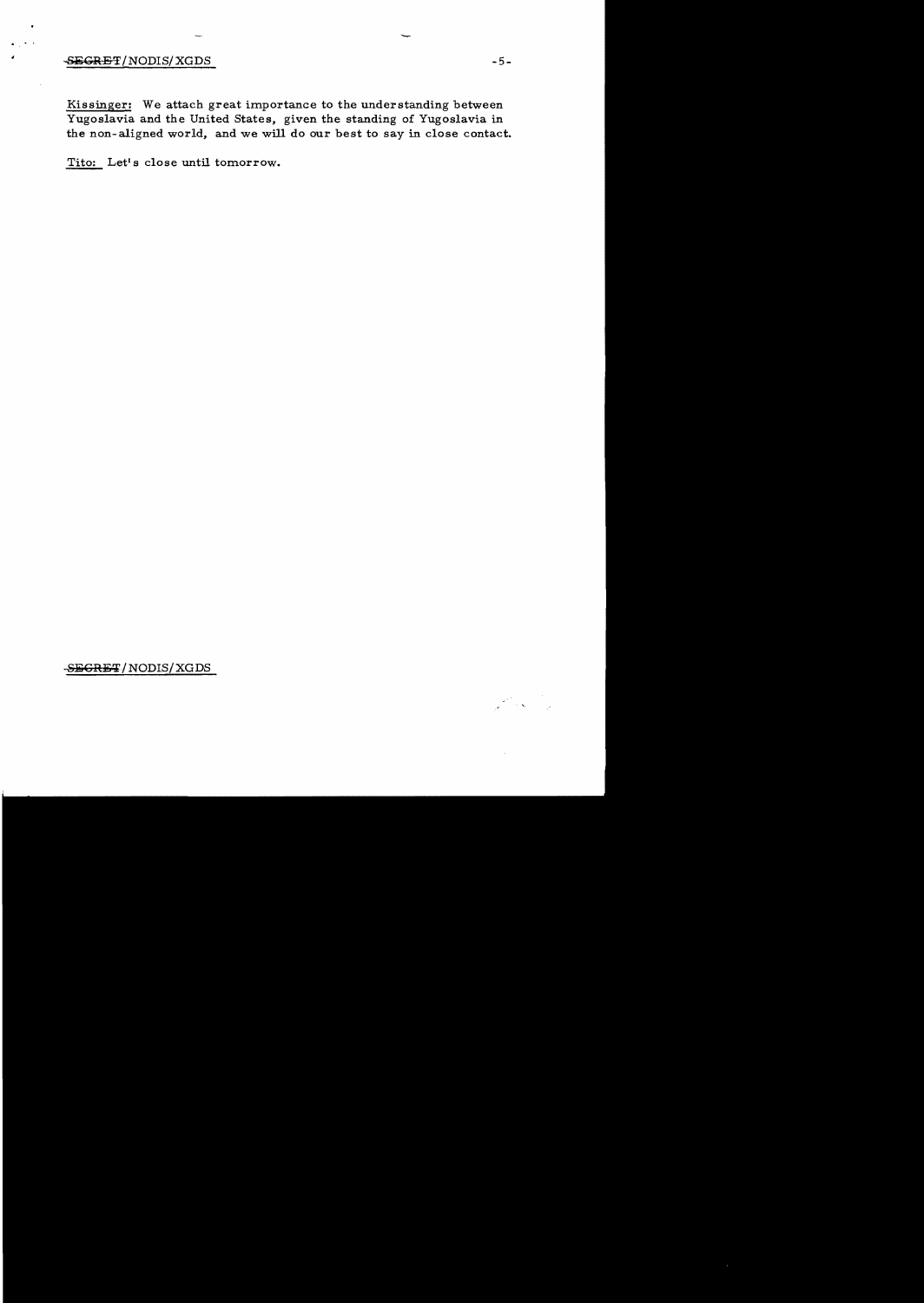Kissinger: We attach great importance to the understanding between Yugoslavia and the United States, given the standing of Yugoslavia in the non-aligned world, and we will do our best to say in close contact.

Tito: Let's close until tomorrow.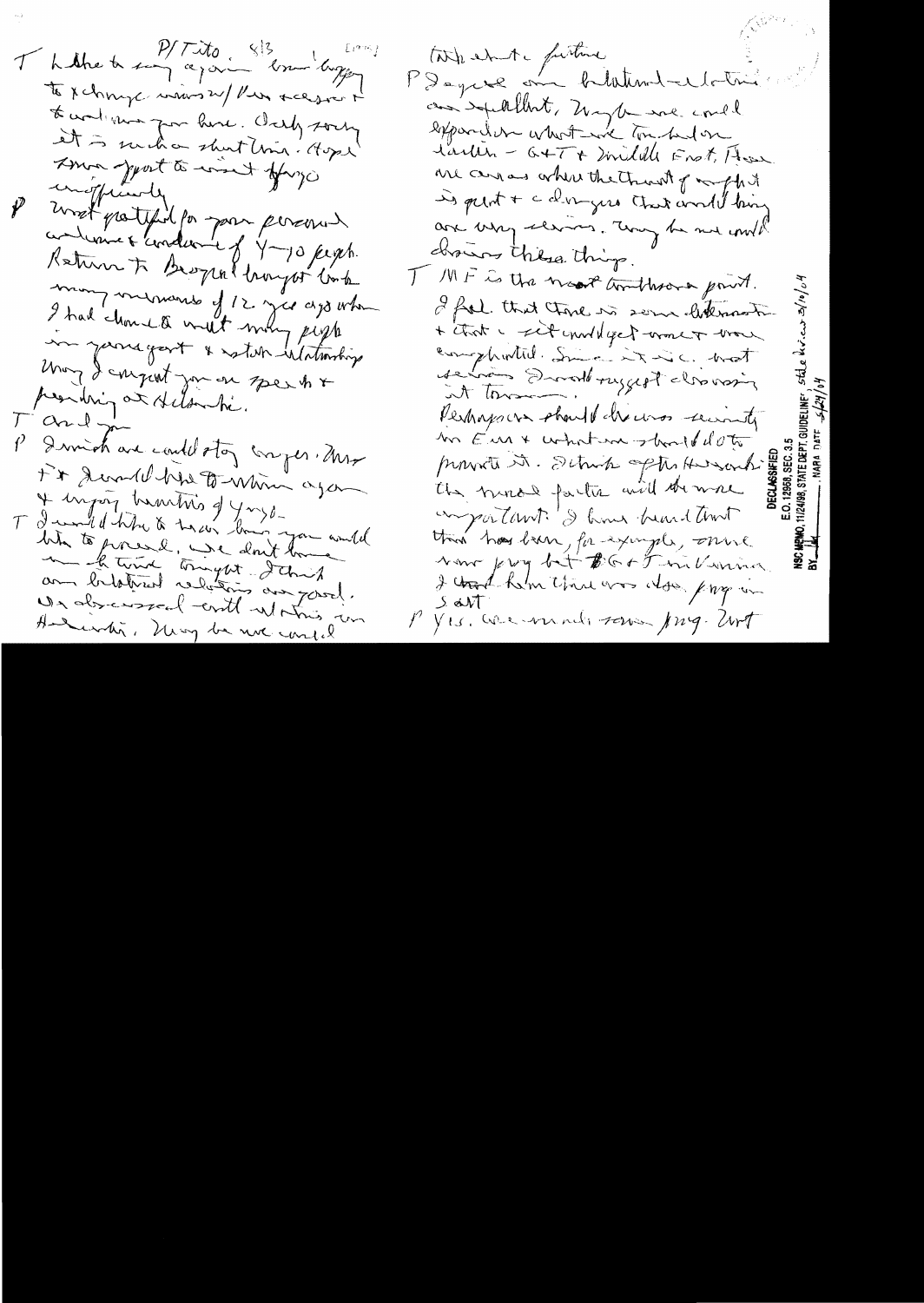T I'd like to say again how happy to exchange views w/ Pres Kekkonen & what you have. Only sorry it is such a short time. Hope some sport to visit Helsinki unofficially.

P Most grateful for your personal welcome & words of 7-10 psych. Return to Belgrade brought back many memories of 12 years ago when I had chance to meet many people in your govt & start relationships. May I congratulate you on speech & pending at Helsinki.

T And you.

P I wish we could stay longer. Mrs F & I would like to return again & enjoy beauties of Yugo.

T I would like to hear how you would like to proceed. We don't have much time tonight. I think our bilateral relations are good. No obscured or unsettled relations in Helsinki. Now we could

talk about the future.

P I agree our bilateral relations are excellent. Maybe we could expand on what we touched on earlier – G+T & Middle East. Those are areas where the threat of conflict is great & a danger that could bring on very serious. Maybe we could discuss these things.

T ME is the most troublesome point. I feel that there is some determination & that a settlement could get around more completed. Since it is a most serious, I would suggest discussing it tomorrow.

Perhaps we should discuss security in Eur & what we should do to promote it. I think after Helsinki the moral factor will be more important. I have heard that there has been, for example, some new prog by G+T in Vienna. I think that was also prog in SALT.

P Yes, we made some prog. But

DECLASSIFIED
E.O. 12958, SEC. 3.5
NSC MEMO, 11/24/98, STATE DEPT. GUIDELINES, State Review 3/10/04
BY [initials] NARA DATE 5/24/04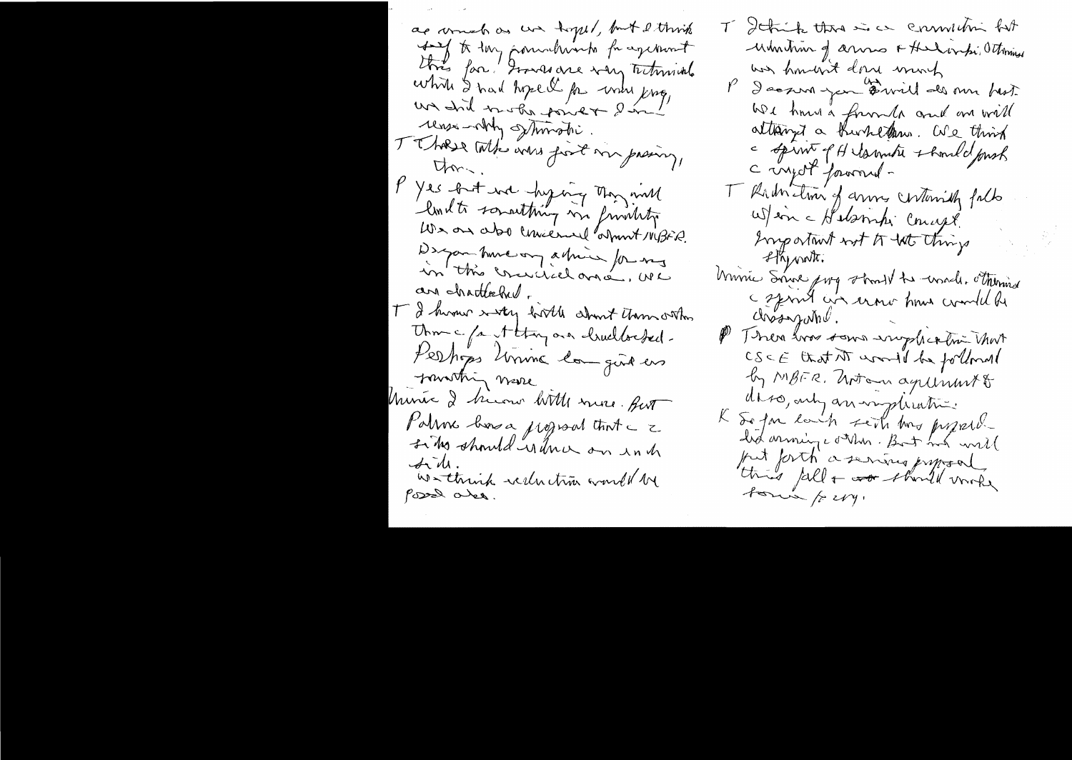as much as we hoped, but I think [?] to try [commitments] for agreement this fall. Issues are very technical. While I had hoped for more prog, we did make some progress. I am reasonably optimistic.

T These talks were just in passing, then.

P Yes but we hoping they will lead to something in [finality]. We are also concerned about MBFR. Do you have any advice for us in this critical area. We are [stalled].

T I know very little about them other than the fact they are deadlocked. Perhaps [Vinnie] can give us something more.

Vinnie I know little more. But [Palme] has a proposal that the 2 sides should reduce on each side. We think reduction would be good also.

T I think there is a connection but reduction of arms & Helsinki. Otherwise we haven't done much.

P I assure you we will do our best. We have a few [?] and we will attempt a [?]. We think the spirit of Helsinki should push the subject forward.

T Reduction of arms certainly falls w/in the Helsinki concept. Important not to let things stagnate.

Vinnie Some prog should be made. Otherwise the spirit we now have would be dissipated.

P There was some implication that CSCE that it would be followed by MBFR. Not an agreement to do so, only an implication.

K So far each side has proposed their own ideas. But we will put forth a serious proposal this fall & [we] should make some prog.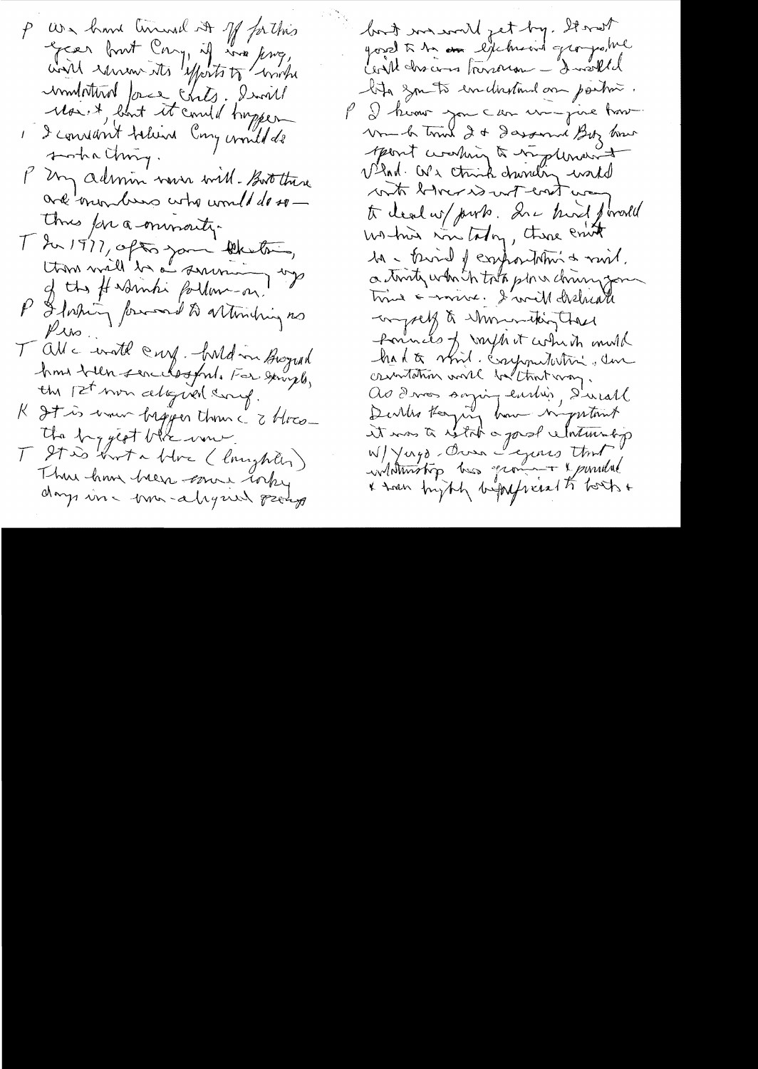P We have limited it 1/3 for this year but Cong. if we fix, will renew its efforts to make mandatory force cuts. I will resist, but it could happen.

I I consider believe Cong would do such a thing.

P My admin never will. But there are members who would do so — those are a minority.

T In 1977, after your election, there will be a summing up of the Helsinki follow-on.

P I looking forward to attending as Pres.

T All would enjoy. Held in Beograd have been successful. For example, the 12th non-aligned conf.

K It is even bigger than 2 Hoos — the biggest Hoo ever.

T It is not a Hoo (laughter). There have been some tricky days in non-aligned group but we will get by. It was good to have exchange of views — will discuss tomorrow — I would like you to understand our position.

P I know you can imagine how much time I & Sec and Brzezinski have spent working to implement VLad. We think drawing would with Brez is not easy to deal w/ both. In a time of world history in today, there exist a period of confrontation & rival. A treaty which took place during your time — a reverse. I will dedicate myself to strengthening those foundations of myth which would had to end. Confrontation & confrontation would be that way.

As I was saying earlier, I recall Dulles saying how important it was to establish a good relationship w/ Yugo. Over years that relationship has grown & provided & been highly beneficial to both &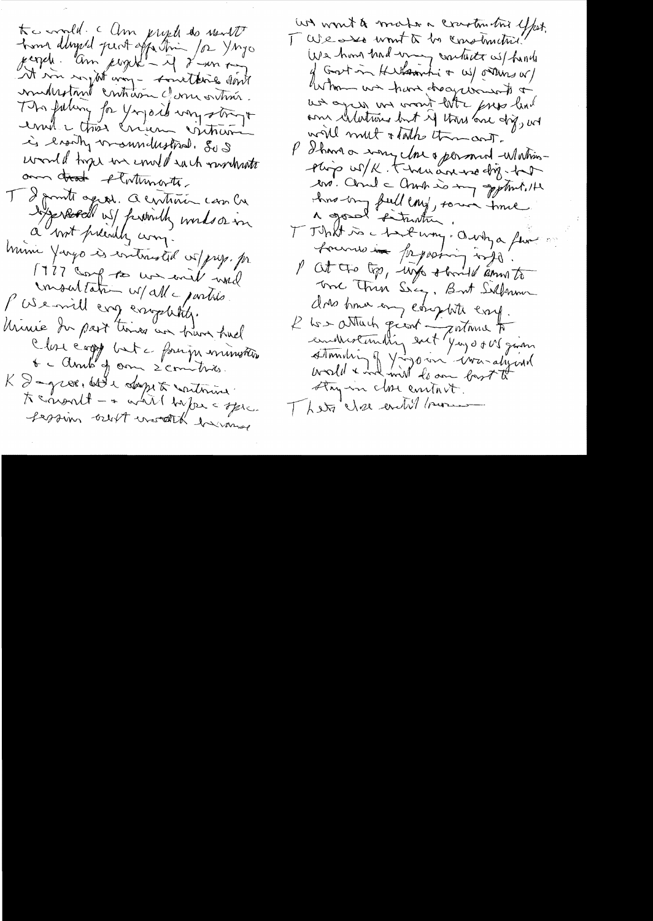to world. I am proud to meet

Mimi: Yugo is interested w/ prep. for 1977 conf. to we will hold consultation w/ all parties

P: We will cooperate completely.

Mimie: In past times we have had close coop but a foreign ministers & a Amb of our 2 countries.

K: I agree. With a deepest continued to consult — & will before a special session which would have

we want to make a constructive effort.

T: We also want to be constructive. We have had very contacts w/ friends of Govt in Helsinki & w/ others w/ whom we have disagreements & we agree we want better press lead our relations but if there are diff, we will meet & talk them out.

P: I have a very close & personal relationship w/K. There are no diff. but we. And a Amb is my appointee. He has my full conf, & over time a good situation.

T: That is a best way. Only a few forums for pursuing info.

P: At the top, we should come to one Then Sec. But Silbermann does have my complete conf.

R: We attach great importance to understanding but Yugo & US given standing of Yugo in non-aligned world & and will do our best to stay in close contact.

T: Let's close until tomorrow.